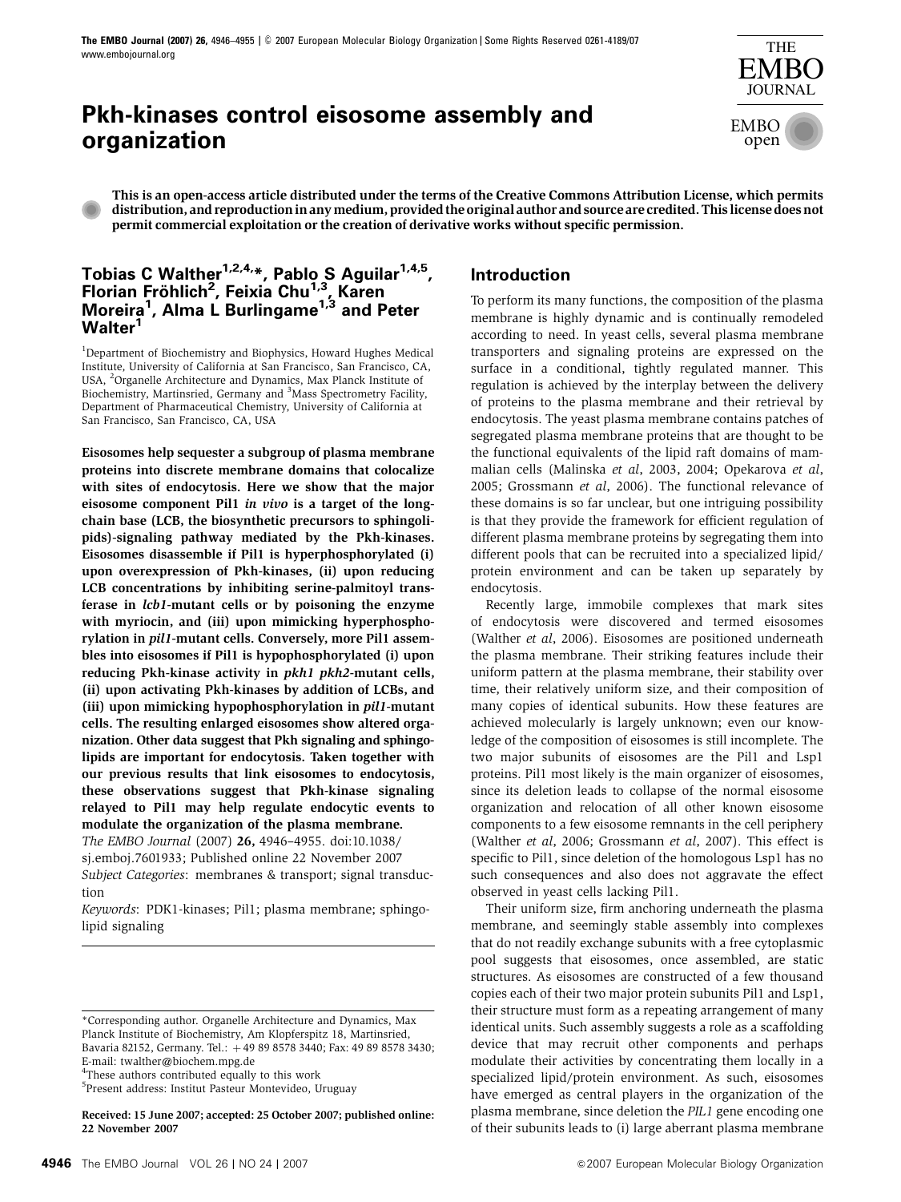# Pkh-kinases control eisosome assembly and organization

This is an open-access article distributed under the terms of the Creative Commons Attribution License, which permits distribution, and reproduction in any medium, provided the original author and source are credited. This license does not permit commercial exploitation or the creation of derivative works without specific permission.

**Tobias C Walther[1,2,4,*], Pablo S Aguilar[1,4,5], Florian Fröhlich[2], Feixia Chu[1,3], Karen Moreira[1], Alma L Burlingame[1,3] and Peter Walter[1]**

[1]Department of Biochemistry and Biophysics, Howard Hughes Medical Institute, University of California at San Francisco, San Francisco, CA, USA, [2]Organelle Architecture and Dynamics, Max Planck Institute of Biochemistry, Martinsried, Germany and [3]Mass Spectrometry Facility, Department of Pharmaceutical Chemistry, University of California at San Francisco, San Francisco, CA, USA

**Eisosomes help sequester a subgroup of plasma membrane proteins into discrete membrane domains that colocalize with sites of endocytosis. Here we show that the major eisosome component Pil1 *in vivo* is a target of the long-chain base (LCB, the biosynthetic precursors to sphingolipids)-signaling pathway mediated by the Pkh-kinases. Eisosomes disassemble if Pil1 is hyperphosphorylated (i) upon overexpression of Pkh-kinases, (ii) upon reducing LCB concentrations by inhibiting serine-palmitoyl transferase in *lcb1*-mutant cells or by poisoning the enzyme with myriocin, and (iii) upon mimicking hyperphosphorylation in *pil1*-mutant cells. Conversely, more Pil1 assembles into eisosomes if Pil1 is hypophosphorylated (i) upon reducing Pkh-kinase activity in *pkh1 pkh2*-mutant cells, (ii) upon activating Pkh-kinases by addition of LCBs, and (iii) upon mimicking hypophosphorylation in *pil1*-mutant cells. The resulting enlarged eisosomes show altered organization. Other data suggest that Pkh signaling and sphingolipids are important for endocytosis. Taken together with our previous results that link eisosomes to endocytosis, these observations suggest that Pkh-kinase signaling relayed to Pil1 may help regulate endocytic events to modulate the organization of the plasma membrane.**

*The EMBO Journal* (2007) **26,** 4946–4955. doi:10.1038/sj.emboj.7601933; Published online 22 November 2007

*Subject Categories*: membranes & transport; signal transduction

*Keywords*: PDK1-kinases; Pil1; plasma membrane; sphingolipid signaling

---

*Corresponding author. Organelle Architecture and Dynamics, Max Planck Institute of Biochemistry, Am Klopferspitz 18, Martinsried, Bavaria 82152, Germany. Tel.: +49 89 8578 3440; Fax: 49 89 8578 3430; E-mail: twalther@biochem.mpg.de

[4]These authors contributed equally to this work

[5]Present address: Institut Pasteur Montevideo, Uruguay

**Received: 15 June 2007; accepted: 25 October 2007; published online: 22 November 2007**

## Introduction

To perform its many functions, the composition of the plasma membrane is highly dynamic and is continually remodeled according to need. In yeast cells, several plasma membrane transporters and signaling proteins are expressed on the surface in a conditional, tightly regulated manner. This regulation is achieved by the interplay between the delivery of proteins to the plasma membrane and their retrieval by endocytosis. The yeast plasma membrane contains patches of segregated plasma membrane proteins that are thought to be the functional equivalents of the lipid raft domains of mammalian cells (Malinska *et al*, 2003, 2004; Opekarova *et al*, 2005; Grossmann *et al*, 2006). The functional relevance of these domains is so far unclear, but one intriguing possibility is that they provide the framework for efficient regulation of different plasma membrane proteins by segregating them into different pools that can be recruited into a specialized lipid/protein environment and can be taken up separately by endocytosis.

Recently large, immobile complexes that mark sites of endocytosis were discovered and termed eisosomes (Walther *et al*, 2006). Eisosomes are positioned underneath the plasma membrane. Their striking features include their uniform pattern at the plasma membrane, their stability over time, their relatively uniform size, and their composition of many copies of identical subunits. How these features are achieved molecularly is largely unknown; even our knowledge of the composition of eisosomes is still incomplete. The two major subunits of eisosomes are the Pil1 and Lsp1 proteins. Pil1 most likely is the main organizer of eisosomes, since its deletion leads to collapse of the normal eisosome organization and relocation of all other known eisosome components to a few eisosome remnants in the cell periphery (Walther *et al*, 2006; Grossmann *et al*, 2007). This effect is specific to Pil1, since deletion of the homologous Lsp1 has no such consequences and also does not aggravate the effect observed in yeast cells lacking Pil1.

Their uniform size, firm anchoring underneath the plasma membrane, and seemingly stable assembly into complexes that do not readily exchange subunits with a free cytoplasmic pool suggests that eisosomes, once assembled, are static structures. As eisosomes are constructed of a few thousand copies each of their two major protein subunits Pil1 and Lsp1, their structure must form as a repeating arrangement of many identical units. Such assembly suggests a role as a scaffolding device that may recruit other components and perhaps modulate their activities by concentrating them locally in a specialized lipid/protein environment. As such, eisosomes have emerged as central players in the organization of the plasma membrane, since deletion the *PIL1* gene encoding one of their subunits leads to (i) large aberrant plasma membrane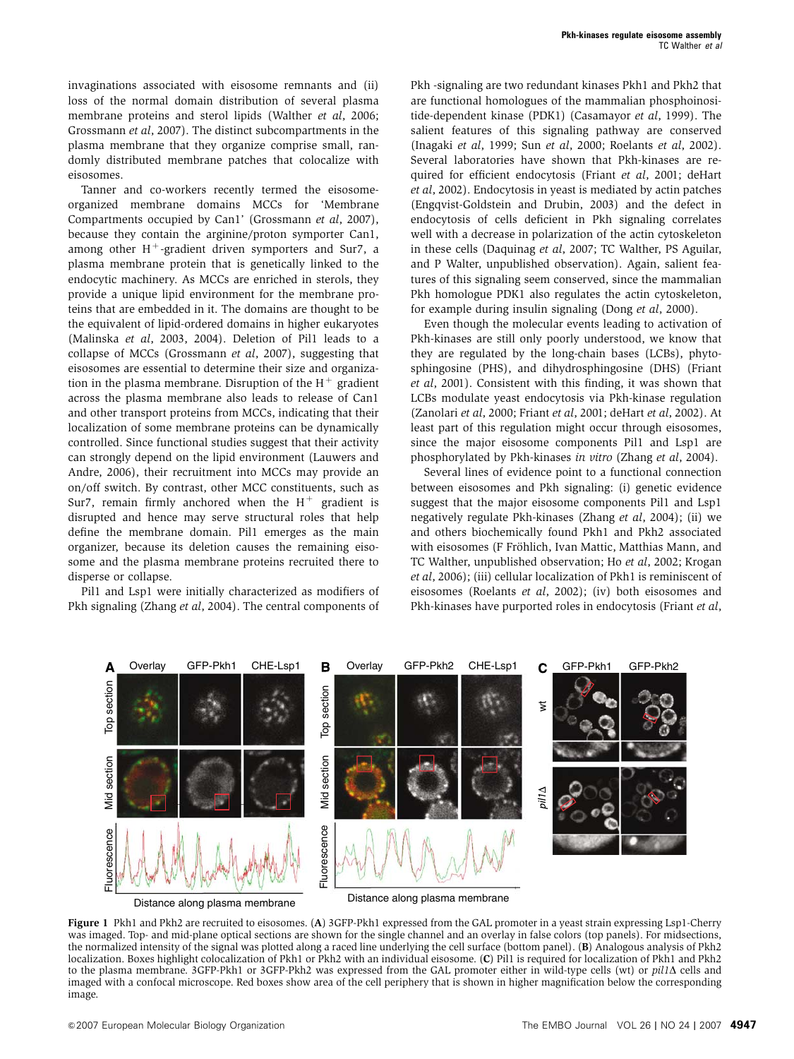invaginations associated with eisosome remnants and (ii) loss of the normal domain distribution of several plasma membrane proteins and sterol lipids (Walther *et al*, 2006; Grossmann *et al*, 2007). The distinct subcompartments in the plasma membrane that they organize comprise small, randomly distributed membrane patches that colocalize with eisosomes.

Tanner and co-workers recently termed the eisosome-organized membrane domains MCCs for 'Membrane Compartments occupied by Can1' (Grossmann *et al*, 2007), because they contain the arginine/proton symporter Can1, among other $H^+$-gradient driven symporters and Sur7, a plasma membrane protein that is genetically linked to the endocytic machinery. As MCCs are enriched in sterols, they provide a unique lipid environment for the membrane proteins that are embedded in it. The domains are thought to be the equivalent of lipid-ordered domains in higher eukaryotes (Malinska *et al*, 2003, 2004). Deletion of Pil1 leads to a collapse of MCCs (Grossmann *et al*, 2007), suggesting that eisosomes are essential to determine their size and organization in the plasma membrane. Disruption of the $H^+$ gradient across the plasma membrane also leads to release of Can1 and other transport proteins from MCCs, indicating that their localization of some membrane proteins can be dynamically controlled. Since functional studies suggest that their activity can strongly depend on the lipid environment (Lauwers and Andre, 2006), their recruitment into MCCs may provide an on/off switch. By contrast, other MCC constituents, such as Sur7, remain firmly anchored when the $H^+$ gradient is disrupted and hence may serve structural roles that help define the membrane domain. Pil1 emerges as the main organizer, because its deletion causes the remaining eisosome and the plasma membrane proteins recruited there to disperse or collapse.

Pil1 and Lsp1 were initially characterized as modifiers of Pkh signaling (Zhang *et al*, 2004). The central components of Pkh -signaling are two redundant kinases Pkh1 and Pkh2 that are functional homologues of the mammalian phosphoinositide-dependent kinase (PDK1) (Casamayor *et al*, 1999). The salient features of this signaling pathway are conserved (Inagaki *et al*, 1999; Sun *et al*, 2000; Roelants *et al*, 2002). Several laboratories have shown that Pkh-kinases are required for efficient endocytosis (Friant *et al*, 2001; deHart *et al*, 2002). Endocytosis in yeast is mediated by actin patches (Engqvist-Goldstein and Drubin, 2003) and the defect in endocytosis of cells deficient in Pkh signaling correlates well with a decrease in polarization of the actin cytoskeleton in these cells (Daquinag *et al*, 2007; TC Walther, PS Aguilar, and P Walter, unpublished observation). Again, salient features of this signaling seem conserved, since the mammalian Pkh homologue PDK1 also regulates the actin cytoskeleton, for example during insulin signaling (Dong *et al*, 2000).

Even though the molecular events leading to activation of Pkh-kinases are still only poorly understood, we know that they are regulated by the long-chain bases (LCBs), phytosphingosine (PHS), and dihydrosphingosine (DHS) (Friant *et al*, 2001). Consistent with this finding, it was shown that LCBs modulate yeast endocytosis via Pkh-kinase regulation (Zanolari *et al*, 2000; Friant *et al*, 2001; deHart *et al*, 2002). At least part of this regulation might occur through eisosomes, since the major eisosome components Pil1 and Lsp1 are phosphorylated by Pkh-kinases *in vitro* (Zhang *et al*, 2004).

Several lines of evidence point to a functional connection between eisosomes and Pkh signaling: (i) genetic evidence suggest that the major eisosome components Pil1 and Lsp1 negatively regulate Pkh-kinases (Zhang *et al*, 2004); (ii) we and others biochemically found Pkh1 and Pkh2 associated with eisosomes (F Fröhlich, Ivan Mattic, Matthias Mann, and TC Walther, unpublished observation; Ho *et al*, 2002; Krogan *et al*, 2006); (iii) cellular localization of Pkh1 is reminiscent of eisosomes (Roelants *et al*, 2002); (iv) both eisosomes and Pkh-kinases have purported roles in endocytosis (Friant *et al*,

**Figure 1** Pkh1 and Pkh2 are recruited to eisosomes. (**A**) 3GFP-Pkh1 expressed from the GAL promoter in a yeast strain expressing Lsp1-Cherry was imaged. Top- and mid-plane optical sections are shown for the single channel and an overlay in false colors (top panels). For midsections, the normalized intensity of the signal was plotted along a raced line underlying the cell surface (bottom panel). (**B**) Analogous analysis of Pkh2 localization. Boxes highlight colocalization of Pkh1 or Pkh2 with an individual eisosome. (**C**) Pil1 is required for localization of Pkh1 and Pkh2 to the plasma membrane. 3GFP-Pkh1 or 3GFP-Pkh2 was expressed from the GAL promoter either in wild-type cells (wt) or *pil1Δ* cells and imaged with a confocal microscope. Red boxes show area of the cell periphery that is shown in higher magnification below the corresponding image.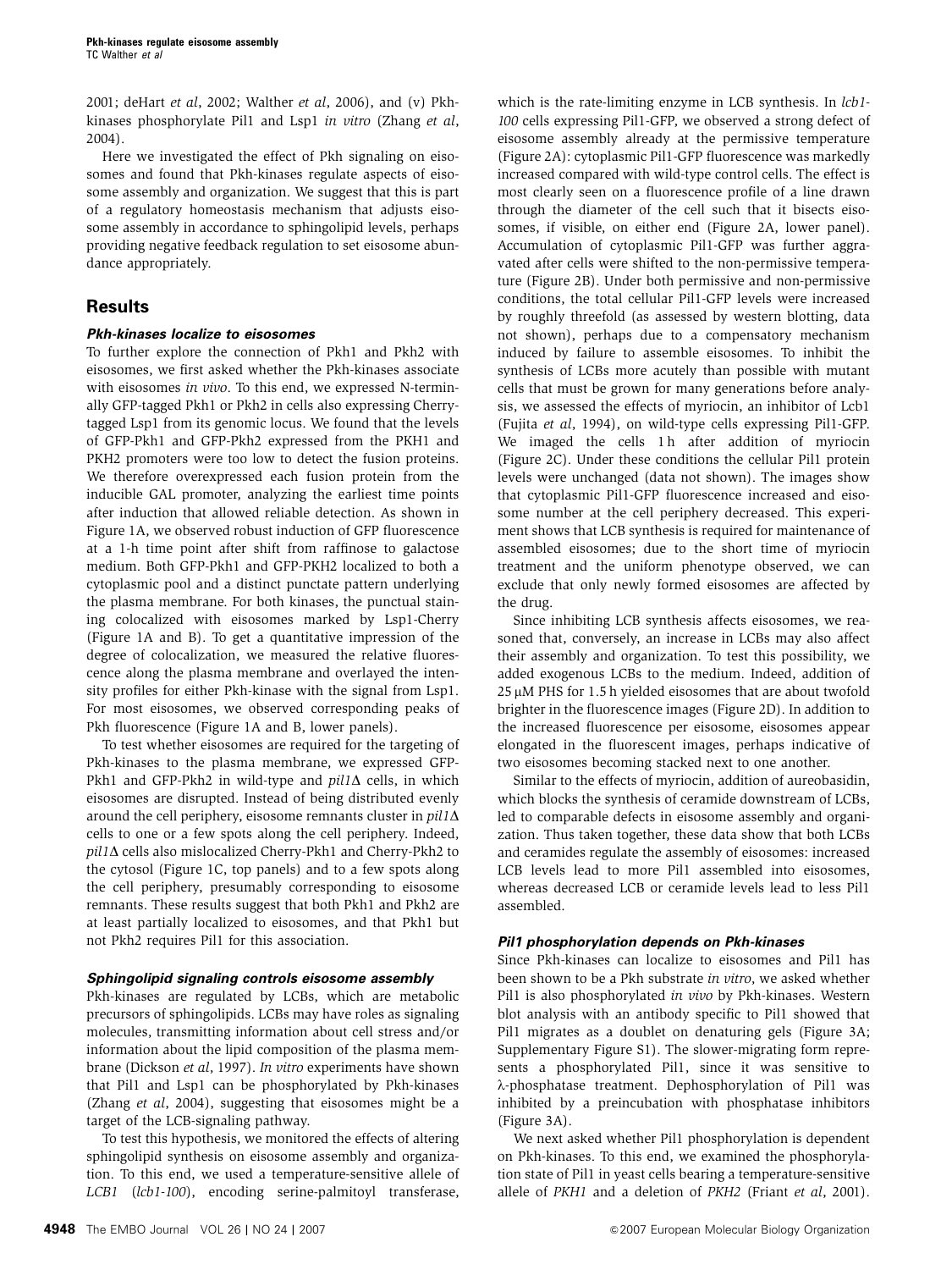2001; deHart *et al*, 2002; Walther *et al*, 2006), and (v) Pkh-kinases phosphorylate Pil1 and Lsp1 *in vitro* (Zhang *et al*, 2004).

Here we investigated the effect of Pkh signaling on eisosomes and found that Pkh-kinases regulate aspects of eisosome assembly and organization. We suggest that this is part of a regulatory homeostasis mechanism that adjusts eisosome assembly in accordance to sphingolipid levels, perhaps providing negative feedback regulation to set eisosome abundance appropriately.

## Results

### Pkh-kinases localize to eisosomes

To further explore the connection of Pkh1 and Pkh2 with eisosomes, we first asked whether the Pkh-kinases associate with eisosomes *in vivo*. To this end, we expressed N-terminally GFP-tagged Pkh1 or Pkh2 in cells also expressing Cherry-tagged Lsp1 from its genomic locus. We found that the levels of GFP-Pkh1 and GFP-Pkh2 expressed from the PKH1 and PKH2 promoters were too low to detect the fusion proteins. We therefore overexpressed each fusion protein from the inducible GAL promoter, analyzing the earliest time points after induction that allowed reliable detection. As shown in Figure 1A, we observed robust induction of GFP fluorescence at a 1-h time point after shift from raffinose to galactose medium. Both GFP-Pkh1 and GFP-PKH2 localized to both a cytoplasmic pool and a distinct punctate pattern underlying the plasma membrane. For both kinases, the punctual staining colocalized with eisosomes marked by Lsp1-Cherry (Figure 1A and B). To get a quantitative impression of the degree of colocalization, we measured the relative fluorescence along the plasma membrane and overlayed the intensity profiles for either Pkh-kinase with the signal from Lsp1. For most eisosomes, we observed corresponding peaks of Pkh fluorescence (Figure 1A and B, lower panels).

To test whether eisosomes are required for the targeting of Pkh-kinases to the plasma membrane, we expressed GFP-Pkh1 and GFP-Pkh2 in wild-type and *pil1*Δ cells, in which eisosomes are disrupted. Instead of being distributed evenly around the cell periphery, eisosome remnants cluster in *pil1*Δ cells to one or a few spots along the cell periphery. Indeed, *pil1*Δ cells also mislocalized Cherry-Pkh1 and Cherry-Pkh2 to the cytosol (Figure 1C, top panels) and to a few spots along the cell periphery, presumably corresponding to eisosome remnants. These results suggest that both Pkh1 and Pkh2 are at least partially localized to eisosomes, and that Pkh1 but not Pkh2 requires Pil1 for this association.

### Sphingolipid signaling controls eisosome assembly

Pkh-kinases are regulated by LCBs, which are metabolic precursors of sphingolipids. LCBs may have roles as signaling molecules, transmitting information about cell stress and/or information about the lipid composition of the plasma membrane (Dickson *et al*, 1997). *In vitro* experiments have shown that Pil1 and Lsp1 can be phosphorylated by Pkh-kinases (Zhang *et al*, 2004), suggesting that eisosomes might be a target of the LCB-signaling pathway.

To test this hypothesis, we monitored the effects of altering sphingolipid synthesis on eisosome assembly and organization. To this end, we used a temperature-sensitive allele of *LCB1* (*lcb1-100*), encoding serine-palmitoyl transferase, which is the rate-limiting enzyme in LCB synthesis. In *lcb1-100* cells expressing Pil1-GFP, we observed a strong defect of eisosome assembly already at the permissive temperature (Figure 2A): cytoplasmic Pil1-GFP fluorescence was markedly increased compared with wild-type control cells. The effect is most clearly seen on a fluorescence profile of a line drawn through the diameter of the cell such that it bisects eisosomes, if visible, on either end (Figure 2A, lower panel). Accumulation of cytoplasmic Pil1-GFP was further aggravated after cells were shifted to the non-permissive temperature (Figure 2B). Under both permissive and non-permissive conditions, the total cellular Pil1-GFP levels were increased by roughly threefold (as assessed by western blotting, data not shown), perhaps due to a compensatory mechanism induced by failure to assemble eisosomes. To inhibit the synthesis of LCBs more acutely than possible with mutant cells that must be grown for many generations before analysis, we assessed the effects of myriocin, an inhibitor of Lcb1 (Fujita *et al*, 1994), on wild-type cells expressing Pil1-GFP. We imaged the cells 1 h after addition of myriocin (Figure 2C). Under these conditions the cellular Pil1 protein levels were unchanged (data not shown). The images show that cytoplasmic Pil1-GFP fluorescence increased and eisosome number at the cell periphery decreased. This experiment shows that LCB synthesis is required for maintenance of assembled eisosomes; due to the short time of myriocin treatment and the uniform phenotype observed, we can exclude that only newly formed eisosomes are affected by the drug.

Since inhibiting LCB synthesis affects eisosomes, we reasoned that, conversely, an increase in LCBs may also affect their assembly and organization. To test this possibility, we added exogenous LCBs to the medium. Indeed, addition of 25 μM PHS for 1.5 h yielded eisosomes that are about twofold brighter in the fluorescence images (Figure 2D). In addition to the increased fluorescence per eisosome, eisosomes appear elongated in the fluorescent images, perhaps indicative of two eisosomes becoming stacked next to one another.

Similar to the effects of myriocin, addition of aureobasidin, which blocks the synthesis of ceramide downstream of LCBs, led to comparable defects in eisosome assembly and organization. Thus taken together, these data show that both LCBs and ceramides regulate the assembly of eisosomes: increased LCB levels lead to more Pil1 assembled into eisosomes, whereas decreased LCB or ceramide levels lead to less Pil1 assembled.

### Pil1 phosphorylation depends on Pkh-kinases

Since Pkh-kinases can localize to eisosomes and Pil1 has been shown to be a Pkh substrate *in vitro*, we asked whether Pil1 is also phosphorylated *in vivo* by Pkh-kinases. Western blot analysis with an antibody specific to Pil1 showed that Pil1 migrates as a doublet on denaturing gels (Figure 3A; Supplementary Figure S1). The slower-migrating form represents a phosphorylated Pil1, since it was sensitive to λ-phosphatase treatment. Dephosphorylation of Pil1 was inhibited by a preincubation with phosphatase inhibitors (Figure 3A).

We next asked whether Pil1 phosphorylation is dependent on Pkh-kinases. To this end, we examined the phosphorylation state of Pil1 in yeast cells bearing a temperature-sensitive allele of *PKH1* and a deletion of *PKH2* (Friant *et al*, 2001).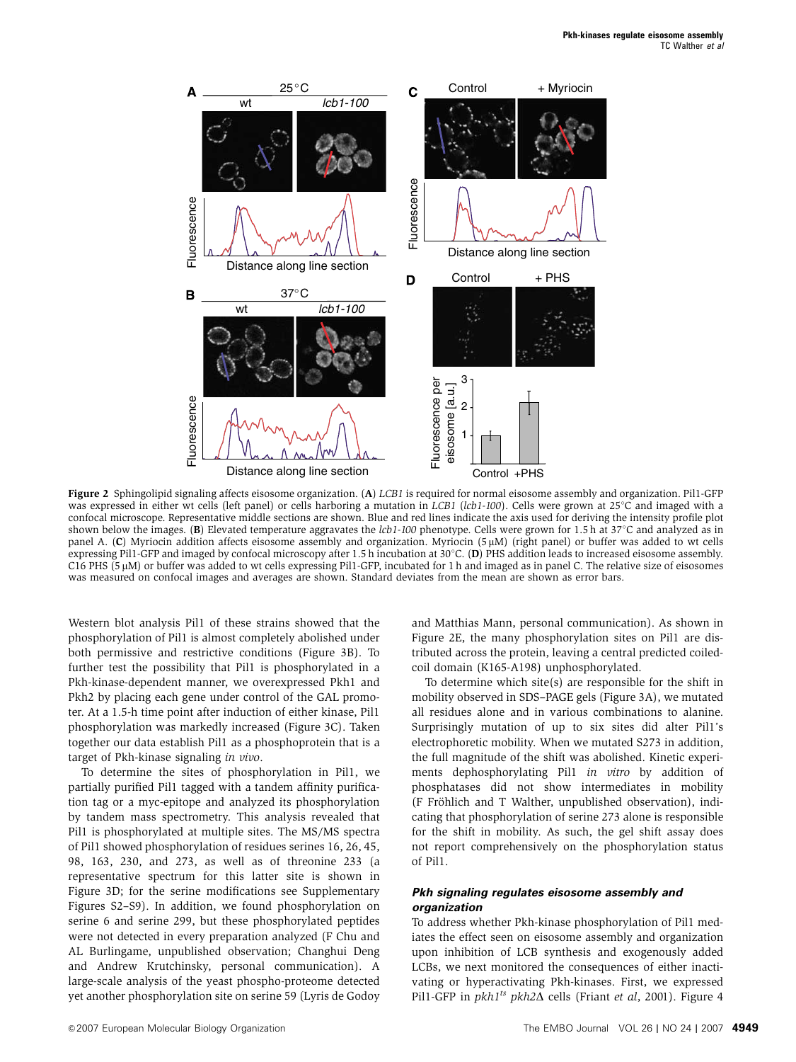**Figure 2** Sphingolipid signaling affects eisosome organization. (**A**) *LCB1* is required for normal eisosome assembly and organization. Pil1-GFP was expressed in either wt cells (left panel) or cells harboring a mutation in *LCB1* (*lcb1-100*). Cells were grown at 25°C and imaged with a confocal microscope. Representative middle sections are shown. Blue and red lines indicate the axis used for deriving the intensity profile plot shown below the images. (**B**) Elevated temperature aggravates the *lcb1-100* phenotype. Cells were grown for 1.5 h at 37°C and analyzed as in panel A. (**C**) Myriocin addition affects eisosome assembly and organization. Myriocin (5 μM) (right panel) or buffer was added to wt cells expressing Pil1-GFP and imaged by confocal microscopy after 1.5 h incubation at 30°C. (**D**) PHS addition leads to increased eisosome assembly. C16 PHS (5 μM) or buffer was added to wt cells expressing Pil1-GFP, incubated for 1 h and imaged as in panel C. The relative size of eisosomes was measured on confocal images and averages are shown. Standard deviates from the mean are shown as error bars.

Western blot analysis Pil1 of these strains showed that the phosphorylation of Pil1 is almost completely abolished under both permissive and restrictive conditions (Figure 3B). To further test the possibility that Pil1 is phosphorylated in a Pkh-kinase-dependent manner, we overexpressed Pkh1 and Pkh2 by placing each gene under control of the GAL promoter. At a 1.5-h time point after induction of either kinase, Pil1 phosphorylation was markedly increased (Figure 3C). Taken together our data establish Pil1 as a phosphoprotein that is a target of Pkh-kinase signaling *in vivo*.

To determine the sites of phosphorylation in Pil1, we partially purified Pil1 tagged with a tandem affinity purification tag or a myc-epitope and analyzed its phosphorylation by tandem mass spectrometry. This analysis revealed that Pil1 is phosphorylated at multiple sites. The MS/MS spectra of Pil1 showed phosphorylation of residues serines 16, 26, 45, 98, 163, 230, and 273, as well as of threonine 233 (a representative spectrum for this latter site is shown in Figure 3D; for the serine modifications see Supplementary Figures S2–S9). In addition, we found phosphorylation on serine 6 and serine 299, but these phosphorylated peptides were not detected in every preparation analyzed (F Chu and AL Burlingame, unpublished observation; Changhui Deng and Andrew Krutchinsky, personal communication). A large-scale analysis of the yeast phospho-proteome detected yet another phosphorylation site on serine 59 (Lyris de Godoy and Matthias Mann, personal communication). As shown in Figure 2E, the many phosphorylation sites on Pil1 are distributed across the protein, leaving a central predicted coiled-coil domain (K165-A198) unphosphorylated.

To determine which site(s) are responsible for the shift in mobility observed in SDS–PAGE gels (Figure 3A), we mutated all residues alone and in various combinations to alanine. Surprisingly mutation of up to six sites did alter Pil1's electrophoretic mobility. When we mutated S273 in addition, the full magnitude of the shift was abolished. Kinetic experiments dephosphorylating Pil1 *in vitro* by addition of phosphatases did not show intermediates in mobility (F Fröhlich and T Walther, unpublished observation), indicating that phosphorylation of serine 273 alone is responsible for the shift in mobility. As such, the gel shift assay does not report comprehensively on the phosphorylation status of Pil1.

### *Pkh signaling regulates eisosome assembly and organization*

To address whether Pkh-kinase phosphorylation of Pil1 mediates the effect seen on eisosome assembly and organization upon inhibition of LCB synthesis and exogenously added LCBs, we next monitored the consequences of either inactivating or hyperactivating Pkh-kinases. First, we expressed Pil1-GFP in *pkh1*[ts] *pkh2*Δ cells (Friant *et al*, 2001). Figure 4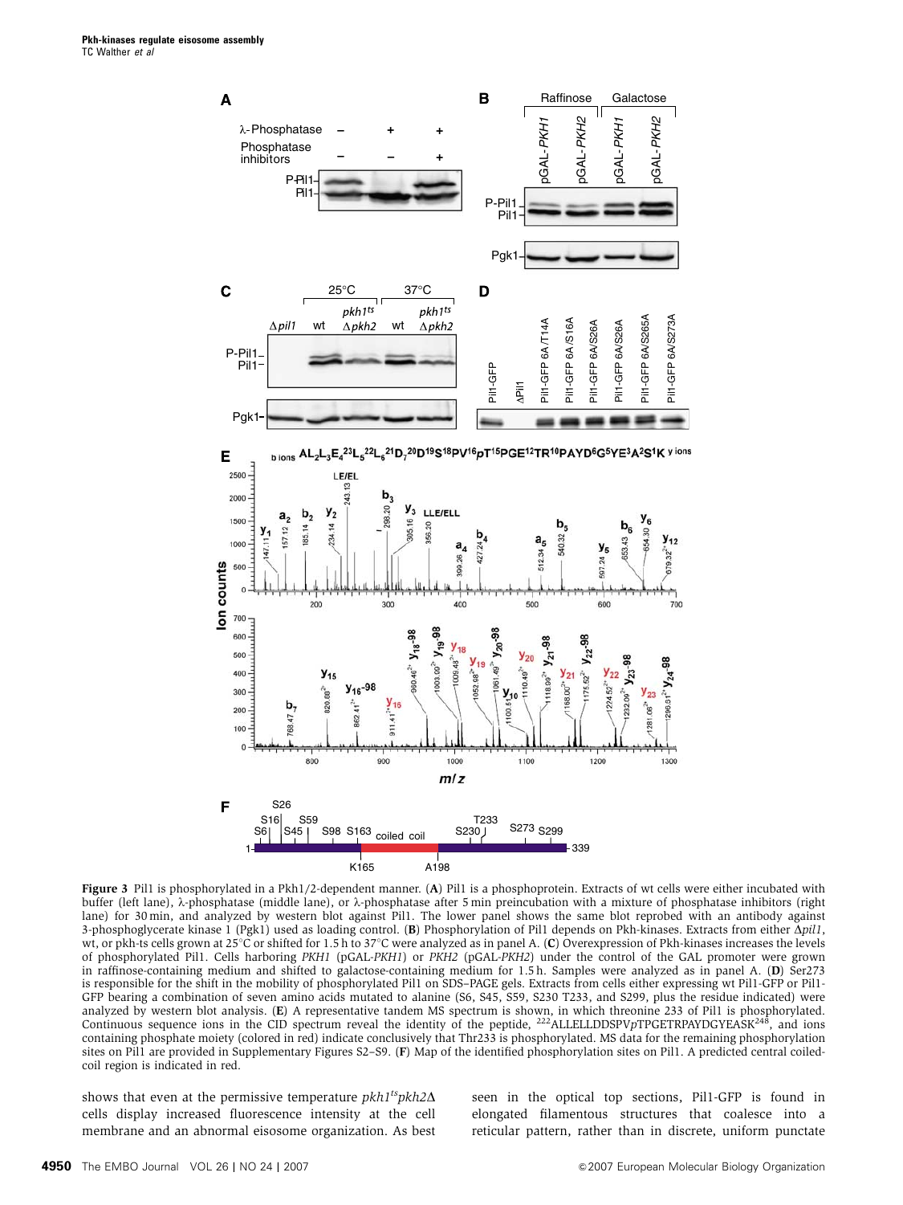**Figure 3** Pil1 is phosphorylated in a Pkh1/2-dependent manner. (**A**) Pil1 is a phosphoprotein. Extracts of wt cells were either incubated with buffer (left lane), λ-phosphatase (middle lane), or λ-phosphatase after 5 min preincubation with a mixture of phosphatase inhibitors (right lane) for 30 min, and analyzed by western blot against Pil1. The lower panel shows the same blot reprobed with an antibody against 3-phosphoglycerate kinase 1 (Pgk1) used as loading control. (**B**) Phosphorylation of Pil1 depends on Pkh-kinases. Extracts from either Δ*pil1*, wt, or pkh-ts cells grown at 25°C or shifted for 1.5 h to 37°C were analyzed as in panel A. (**C**) Overexpression of Pkh-kinases increases the levels of phosphorylated Pil1. Cells harboring *PKH1* (pGAL-*PKH1*) or *PKH2* (pGAL-*PKH2*) under the control of the GAL promoter were grown in raffinose-containing medium and shifted to galactose-containing medium for 1.5 h. Samples were analyzed as in panel A. (**D**) Ser273 is responsible for the shift in the mobility of phosphorylated Pil1 on SDS–PAGE gels. Extracts from cells either expressing wt Pil1-GFP or Pil1-GFP bearing a combination of seven amino acids mutated to alanine (S6, S45, S59, S230 T233, and S299, plus the residue indicated) were analyzed by western blot analysis. (**E**) A representative tandem MS spectrum is shown, in which threonine 233 of Pil1 is phosphorylated. Continuous sequence ions in the CID spectrum reveal the identity of the peptide, [222]ALLELLDDSPV*p*TPGETRPAYDGYEASK[248], and ions containing phosphate moiety (colored in red) indicate conclusively that Thr233 is phosphorylated. MS data for the remaining phosphorylation sites on Pil1 are provided in Supplementary Figures S2–S9. (**F**) Map of the identified phosphorylation sites on Pil1. A predicted central coiled-coil region is indicated in red.

shows that even at the permissive temperature *pkh1^ts^pkh2*Δ cells display increased fluorescence intensity at the cell membrane and an abnormal eisosome organization. As best seen in the optical top sections, Pil1-GFP is found in elongated filamentous structures that coalesce into a reticular pattern, rather than in discrete, uniform punctate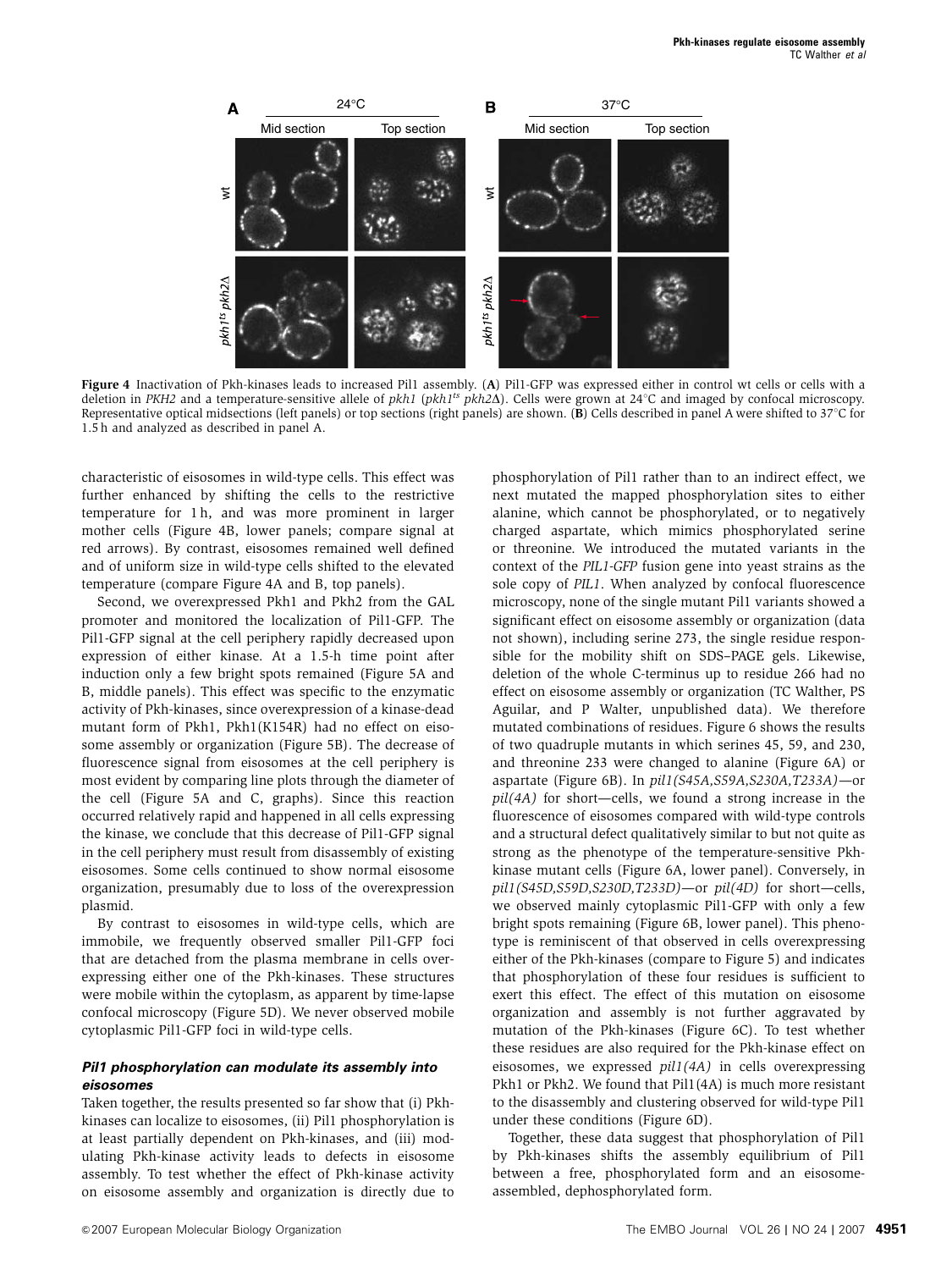**Figure 4** Inactivation of Pkh-kinases leads to increased Pil1 assembly. (**A**) Pil1-GFP was expressed either in control wt cells or cells with a deletion in *PKH2* and a temperature-sensitive allele of *pkh1* (*pkh1ts pkh2Δ*). Cells were grown at 24°C and imaged by confocal microscopy. Representative optical midsections (left panels) or top sections (right panels) are shown. (**B**) Cells described in panel A were shifted to 37°C for 1.5 h and analyzed as described in panel A.

characteristic of eisosomes in wild-type cells. This effect was further enhanced by shifting the cells to the restrictive temperature for 1 h, and was more prominent in larger mother cells (Figure 4B, lower panels; compare signal at red arrows). By contrast, eisosomes remained well defined and of uniform size in wild-type cells shifted to the elevated temperature (compare Figure 4A and B, top panels).

Second, we overexpressed Pkh1 and Pkh2 from the GAL promoter and monitored the localization of Pil1-GFP. The Pil1-GFP signal at the cell periphery rapidly decreased upon expression of either kinase. At a 1.5-h time point after induction only a few bright spots remained (Figure 5A and B, middle panels). This effect was specific to the enzymatic activity of Pkh-kinases, since overexpression of a kinase-dead mutant form of Pkh1, Pkh1(K154R) had no effect on eisosome assembly or organization (Figure 5B). The decrease of fluorescence signal from eisosomes at the cell periphery is most evident by comparing line plots through the diameter of the cell (Figure 5A and C, graphs). Since this reaction occurred relatively rapid and happened in all cells expressing the kinase, we conclude that this decrease of Pil1-GFP signal in the cell periphery must result from disassembly of existing eisosomes. Some cells continued to show normal eisosome organization, presumably due to loss of the overexpression plasmid.

By contrast to eisosomes in wild-type cells, which are immobile, we frequently observed smaller Pil1-GFP foci that are detached from the plasma membrane in cells overexpressing either one of the Pkh-kinases. These structures were mobile within the cytoplasm, as apparent by time-lapse confocal microscopy (Figure 5D). We never observed mobile cytoplasmic Pil1-GFP foci in wild-type cells.

### Pil1 phosphorylation can modulate its assembly into eisosomes

Taken together, the results presented so far show that (i) Pkh-kinases can localize to eisosomes, (ii) Pil1 phosphorylation is at least partially dependent on Pkh-kinases, and (iii) modulating Pkh-kinase activity leads to defects in eisosome assembly. To test whether the effect of Pkh-kinase activity on eisosome assembly and organization is directly due to phosphorylation of Pil1 rather than to an indirect effect, we next mutated the mapped phosphorylation sites to either alanine, which cannot be phosphorylated, or to negatively charged aspartate, which mimics phosphorylated serine or threonine. We introduced the mutated variants in the context of the *PIL1-GFP* fusion gene into yeast strains as the sole copy of *PIL1*. When analyzed by confocal fluorescence microscopy, none of the single mutant Pil1 variants showed a significant effect on eisosome assembly or organization (data not shown), including serine 273, the single residue responsible for the mobility shift on SDS–PAGE gels. Likewise, deletion of the whole C-terminus up to residue 266 had no effect on eisosome assembly or organization (TC Walther, PS Aguilar, and P Walter, unpublished data). We therefore mutated combinations of residues. Figure 6 shows the results of two quadruple mutants in which serines 45, 59, and 230, and threonine 233 were changed to alanine (Figure 6A) or aspartate (Figure 6B). In *pil1(S45A,S59A,S230A,T233A)*—or *pil(4A)* for short—cells, we found a strong increase in the fluorescence of eisosomes compared with wild-type controls and a structural defect qualitatively similar to but not quite as strong as the phenotype of the temperature-sensitive Pkh-kinase mutant cells (Figure 6A, lower panel). Conversely, in *pil1(S45D,S59D,S230D,T233D)*—or *pil(4D)* for short—cells, we observed mainly cytoplasmic Pil1-GFP with only a few bright spots remaining (Figure 6B, lower panel). This phenotype is reminiscent of that observed in cells overexpressing either of the Pkh-kinases (compare to Figure 5) and indicates that phosphorylation of these four residues is sufficient to exert this effect. The effect of this mutation on eisosome organization and assembly is not further aggravated by mutation of the Pkh-kinases (Figure 6C). To test whether these residues are also required for the Pkh-kinase effect on eisosomes, we expressed *pil1(4A)* in cells overexpressing Pkh1 or Pkh2. We found that Pil1(4A) is much more resistant to the disassembly and clustering observed for wild-type Pil1 under these conditions (Figure 6D).

Together, these data suggest that phosphorylation of Pil1 by Pkh-kinases shifts the assembly equilibrium of Pil1 between a free, phosphorylated form and an eisosome-assembled, dephosphorylated form.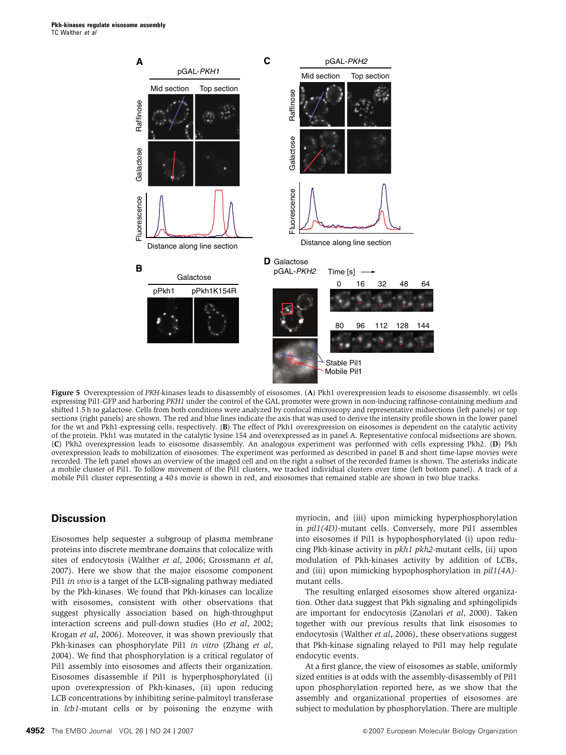**Figure 5** Overexpression of *PKH*-kinases leads to disassembly of eisosomes. (**A**) Pkh1 overexpression leads to eisosome disassembly. wt cells expressing Pil1-GFP and harboring *PKH1* under the control of the GAL promoter were grown in non-inducing raffinose-containing medium and shifted 1.5 h to galactose. Cells from both conditions were analyzed by confocal microscopy and representative midsections (left panels) or top sections (right panels) are shown. The red and blue lines indicate the axis that was used to derive the intensity profile shown in the lower panel for the wt and Pkh1-expressing cells, respectively. (**B**) The effect of Pkh1 overexpression on eisosomes is dependent on the catalytic activity of the protein. Pkh1 was mutated in the catalytic lysine 154 and overexpressed as in panel A. Representative confocal midsections are shown. (**C**) Pkh2 overexpression leads to eisosome disassembly. An analogous experiment was performed with cells expressing Pkh2. (**D**) Pkh overexpression leads to mobilization of eisosomes. The experiment was performed as described in panel B and short time-lapse movies were recorded. The left panel shows an overview of the imaged cell and on the right a subset of the recorded frames is shown. The asterisks indicate a mobile cluster of Pil1. To follow movement of the Pil1 clusters, we tracked individual clusters over time (left bottom panel). A track of a mobile Pil1 cluster representing a 40 s movie is shown in red, and eisosomes that remained stable are shown in two blue tracks.

## Discussion

Eisosomes help sequester a subgroup of plasma membrane proteins into discrete membrane domains that colocalize with sites of endocytosis (Walther *et al*, 2006; Grossmann *et al*, 2007). Here we show that the major eisosome component Pil1 *in vivo* is a target of the LCB-signaling pathway mediated by the Pkh-kinases. We found that Pkh-kinases can localize with eisosomes, consistent with other observations that suggest physically association based on high-throughput interaction screens and pull-down studies (Ho *et al*, 2002; Krogan *et al*, 2006). Moreover, it was shown previously that Pkh-kinases can phosphorylate Pil1 *in vitro* (Zhang *et al*, 2004). We find that phosphorylation is a critical regulator of Pil1 assembly into eisosomes and affects their organization. Eisosomes disassemble if Pil1 is hyperphosphorylated (i) upon overexpression of Pkh-kinases, (ii) upon reducing LCB concentrations by inhibiting serine-palmitoyl transferase in *lcb1*-mutant cells or by poisoning the enzyme with myriocin, and (iii) upon mimicking hyperphosphorylation in *pil1(4D)*-mutant cells. Conversely, more Pil1 assembles into eisosomes if Pil1 is hypophosphorylated (i) upon reducing Pkh-kinase activity in *pkh1 pkh2*-mutant cells, (ii) upon modulation of Pkh-kinases activity by addition of LCBs, and (iii) upon mimicking hypophosphorylation in *pil1(4A)*-mutant cells.

The resulting enlarged eisosomes show altered organization. Other data suggest that Pkh signaling and sphingolipids are important for endocytosis (Zanolari *et al*, 2000). Taken together with our previous results that link eisosomes to endocytosis (Walther *et al*, 2006), these observations suggest that Pkh-kinase signaling relayed to Pil1 may help regulate endocytic events.

At a first glance, the view of eisosomes as stable, uniformly sized entities is at odds with the assembly-disassembly of Pil1 upon phosphorylation reported here, as we show that the assembly and organizational properties of eisosomes are subject to modulation by phosphorylation. There are multiple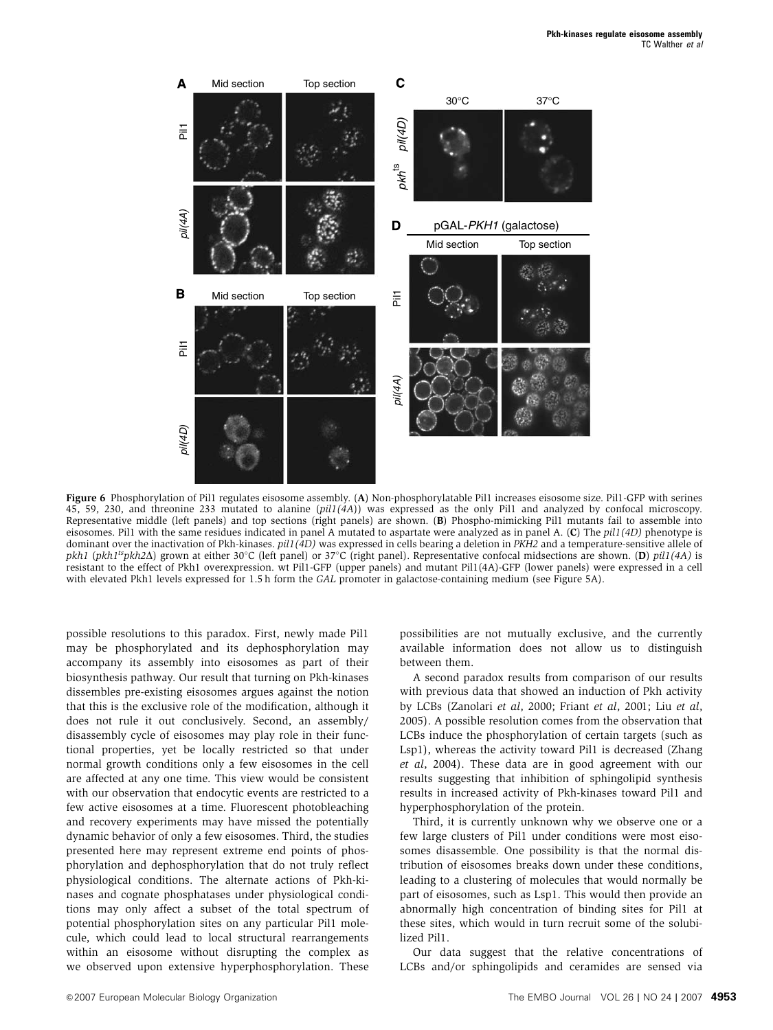**Figure 6** Phosphorylation of Pil1 regulates eisosome assembly. (**A**) Non-phosphorylatable Pil1 increases eisosome size. Pil1-GFP with serines 45, 59, 230, and threonine 233 mutated to alanine (*pil1(4A)*) was expressed as the only Pil1 and analyzed by confocal microscopy. Representative middle (left panels) and top sections (right panels) are shown. (**B**) Phospho-mimicking Pil1 mutants fail to assemble into eisosomes. Pil1 with the same residues indicated in panel A mutated to aspartate were analyzed as in panel A. (**C**) The *pil1(4D)* phenotype is dominant over the inactivation of Pkh-kinases. *pil1(4D)* was expressed in cells bearing a deletion in *PKH2* and a temperature-sensitive allele of *pkh1* (*pkh1$^{ts}$pkh2Δ*) grown at either 30°C (left panel) or 37°C (right panel). Representative confocal midsections are shown. (**D**) *pil1(4A)* is resistant to the effect of Pkh1 overexpression. wt Pil1-GFP (upper panels) and mutant Pil1(4A)-GFP (lower panels) were expressed in a cell with elevated Pkh1 levels expressed for 1.5 h form the *GAL* promoter in galactose-containing medium (see Figure 5A).

possible resolutions to this paradox. First, newly made Pil1 may be phosphorylated and its dephosphorylation may accompany its assembly into eisosomes as part of their biosynthesis pathway. Our result that turning on Pkh-kinases dissembles pre-existing eisosomes argues against the notion that this is the exclusive role of the modification, although it does not rule it out conclusively. Second, an assembly/disassembly cycle of eisosomes may play role in their functional properties, yet be locally restricted so that under normal growth conditions only a few eisosomes in the cell are affected at any one time. This view would be consistent with our observation that endocytic events are restricted to a few active eisosomes at a time. Fluorescent photobleaching and recovery experiments may have missed the potentially dynamic behavior of only a few eisosomes. Third, the studies presented here may represent extreme end points of phosphorylation and dephosphorylation that do not truly reflect physiological conditions. The alternate actions of Pkh-kinases and cognate phosphatases under physiological conditions may only affect a subset of the total spectrum of potential phosphorylation sites on any particular Pil1 molecule, which could lead to local structural rearrangements within an eisosome without disrupting the complex as we observed upon extensive hyperphosphorylation. These possibilities are not mutually exclusive, and the currently available information does not allow us to distinguish between them.

A second paradox results from comparison of our results with previous data that showed an induction of Pkh activity by LCBs (Zanolari *et al*, 2000; Friant *et al*, 2001; Liu *et al*, 2005). A possible resolution comes from the observation that LCBs induce the phosphorylation of certain targets (such as Lsp1), whereas the activity toward Pil1 is decreased (Zhang *et al*, 2004). These data are in good agreement with our results suggesting that inhibition of sphingolipid synthesis results in increased activity of Pkh-kinases toward Pil1 and hyperphosphorylation of the protein.

Third, it is currently unknown why we observe one or a few large clusters of Pil1 under conditions were most eisosomes disassemble. One possibility is that the normal distribution of eisosomes breaks down under these conditions, leading to a clustering of molecules that would normally be part of eisosomes, such as Lsp1. This would then provide an abnormally high concentration of binding sites for Pil1 at these sites, which would in turn recruit some of the solubilized Pil1.

Our data suggest that the relative concentrations of LCBs and/or sphingolipids and ceramides are sensed via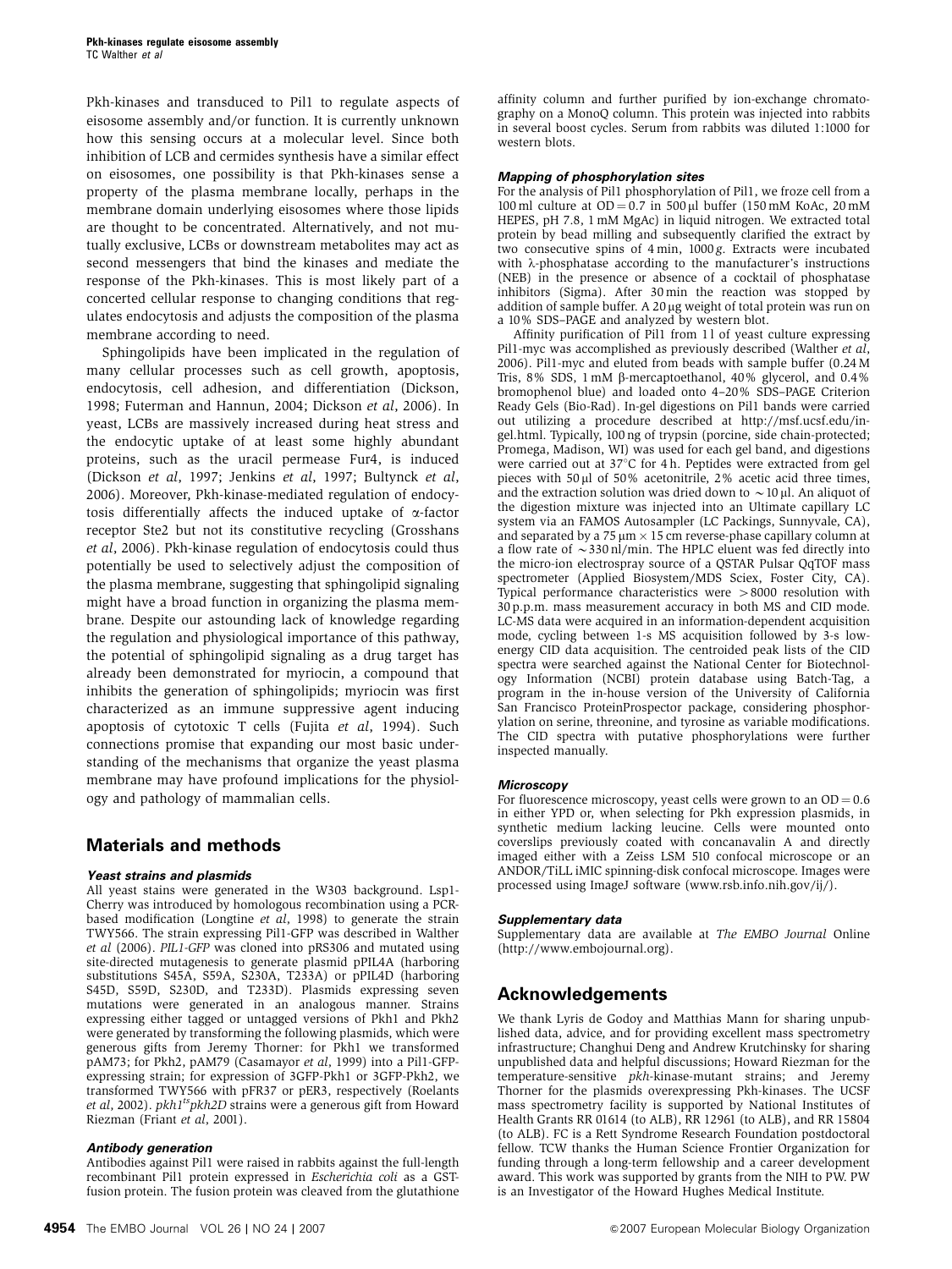Pkh-kinases and transduced to Pil1 to regulate aspects of eisosome assembly and/or function. It is currently unknown how this sensing occurs at a molecular level. Since both inhibition of LCB and cermides synthesis have a similar effect on eisosomes, one possibility is that Pkh-kinases sense a property of the plasma membrane locally, perhaps in the membrane domain underlying eisosomes where those lipids are thought to be concentrated. Alternatively, and not mutually exclusive, LCBs or downstream metabolites may act as second messengers that bind the kinases and mediate the response of the Pkh-kinases. This is most likely part of a concerted cellular response to changing conditions that regulates endocytosis and adjusts the composition of the plasma membrane according to need.

Sphingolipids have been implicated in the regulation of many cellular processes such as cell growth, apoptosis, endocytosis, cell adhesion, and differentiation (Dickson, 1998; Futerman and Hannun, 2004; Dickson *et al*, 2006). In yeast, LCBs are massively increased during heat stress and the endocytic uptake of at least some highly abundant proteins, such as the uracil permease Fur4, is induced (Dickson *et al*, 1997; Jenkins *et al*, 1997; Bultynck *et al*, 2006). Moreover, Pkh-kinase-mediated regulation of endocytosis differentially affects the induced uptake of α-factor receptor Ste2 but not its constitutive recycling (Grosshans *et al*, 2006). Pkh-kinase regulation of endocytosis could thus potentially be used to selectively adjust the composition of the plasma membrane, suggesting that sphingolipid signaling might have a broad function in organizing the plasma membrane. Despite our astounding lack of knowledge regarding the regulation and physiological importance of this pathway, the potential of sphingolipid signaling as a drug target has already been demonstrated for myriocin, a compound that inhibits the generation of sphingolipids; myriocin was first characterized as an immune suppressive agent inducing apoptosis of cytotoxic T cells (Fujita *et al*, 1994). Such connections promise that expanding our most basic understanding of the mechanisms that organize the yeast plasma membrane may have profound implications for the physiology and pathology of mammalian cells.

## Materials and methods

### Yeast strains and plasmids

All yeast stains were generated in the W303 background. Lsp1-Cherry was introduced by homologous recombination using a PCR-based modification (Longtine *et al*, 1998) to generate the strain TWY566. The strain expressing Pil1-GFP was described in Walther *et al* (2006). *PIL1-GFP* was cloned into pRS306 and mutated using site-directed mutagenesis to generate plasmid pPIL4A (harboring substitutions S45A, S59A, S230A, T233A) or pPIL4D (harboring S45D, S59D, S230D, and T233D). Plasmids expressing seven mutations were generated in an analogous manner. Strains expressing either tagged or untagged versions of Pkh1 and Pkh2 were generated by transforming the following plasmids, which were generous gifts from Jeremy Thorner: for Pkh1 we transformed pAM73; for Pkh2, pAM79 (Casamayor *et al*, 1999) into a Pil1-GFP-expressing strain; for expression of 3GFP-Pkh1 or 3GFP-Pkh2, we transformed TWY566 with pFR37 or pER3, respectively (Roelants *et al*, 2002). *pkh1*$^{ts}$*pkh2D* strains were a generous gift from Howard Riezman (Friant *et al*, 2001).

### Antibody generation

Antibodies against Pil1 were raised in rabbits against the full-length recombinant Pil1 protein expressed in *Escherichia coli* as a GST-fusion protein. The fusion protein was cleaved from the glutathione affinity column and further purified by ion-exchange chromatography on a MonoQ column. This protein was injected into rabbits in several boost cycles. Serum from rabbits was diluted 1:1000 for western blots.

### Mapping of phosphorylation sites

For the analysis of Pil1 phosphorylation of Pil1, we froze cell from a 100 ml culture at OD = 0.7 in 500 μl buffer (150 mM KoAc, 20 mM HEPES, pH 7.8, 1 mM MgAc) in liquid nitrogen. We extracted total protein by bead milling and subsequently clarified the extract by two consecutive spins of 4 min, 1000 *g*. Extracts were incubated with λ-phosphatase according to the manufacturer's instructions (NEB) in the presence or absence of a cocktail of phosphatase inhibitors (Sigma). After 30 min the reaction was stopped by addition of sample buffer. A 20 μg weight of total protein was run on a 10% SDS–PAGE and analyzed by western blot.

Affinity purification of Pil1 from 1 l of yeast culture expressing Pil1-myc was accomplished as previously described (Walther *et al*, 2006). Pil1-myc and eluted from beads with sample buffer (0.24 M Tris, 8% SDS, 1 mM β-mercaptoethanol, 40% glycerol, and 0.4% bromophenol blue) and loaded onto 4–20% SDS–PAGE Criterion Ready Gels (Bio-Rad). In-gel digestions on Pil1 bands were carried out utilizing a procedure described at http://msf.ucsf.edu/in-gel.html. Typically, 100 ng of trypsin (porcine, side chain-protected; Promega, Madison, WI) was used for each gel band, and digestions were carried out at 37°C for 4 h. Peptides were extracted from gel pieces with 50 μl of 50% acetonitrile, 2% acetic acid three times, and the extraction solution was dried down to ~10 μl. An aliquot of the digestion mixture was injected into an Ultimate capillary LC system via an FAMOS Autosampler (LC Packings, Sunnyvale, CA), and separated by a 75 μm × 15 cm reverse-phase capillary column at a flow rate of ~330 nl/min. The HPLC eluent was fed directly into the micro-ion electrospray source of a QSTAR Pulsar QqTOF mass spectrometer (Applied Biosystem/MDS Sciex, Foster City, CA). Typical performance characteristics were >8000 resolution with 30 p.p.m. mass measurement accuracy in both MS and CID mode. LC-MS data were acquired in an information-dependent acquisition mode, cycling between 1-s MS acquisition followed by 3-s low-energy CID data acquisition. The centroided peak lists of the CID spectra were searched against the National Center for Biotechnology Information (NCBI) protein database using Batch-Tag, a program in the in-house version of the University of California San Francisco ProteinProspector package, considering phosphorylation on serine, threonine, and tyrosine as variable modifications. The CID spectra with putative phosphorylations were further inspected manually.

### Microscopy

For fluorescence microscopy, yeast cells were grown to an OD = 0.6 in either YPD or, when selecting for Pkh expression plasmids, in synthetic medium lacking leucine. Cells were mounted onto coverslips previously coated with concanavalin A and directly imaged either with a Zeiss LSM 510 confocal microscope or an ANDOR/TiLL iMIC spinning-disk confocal microscope. Images were processed using ImageJ software (www.rsb.info.nih.gov/ij/).

### Supplementary data

Supplementary data are available at *The EMBO Journal* Online (http://www.embojournal.org).

## Acknowledgements

We thank Lyris de Godoy and Matthias Mann for sharing unpublished data, advice, and for providing excellent mass spectrometry infrastructure; Changhui Deng and Andrew Krutchinsky for sharing unpublished data and helpful discussions; Howard Riezman for the temperature-sensitive *pkh*-kinase-mutant strains; and Jeremy Thorner for the plasmids overexpressing Pkh-kinases. The UCSF mass spectrometry facility is supported by National Institutes of Health Grants RR 01614 (to ALB), RR 12961 (to ALB), and RR 15804 (to ALB). FC is a Rett Syndrome Research Foundation postdoctoral fellow. TCW thanks the Human Science Frontier Organization for funding through a long-term fellowship and a career development award. This work was supported by grants from the NIH to PW. PW is an Investigator of the Howard Hughes Medical Institute.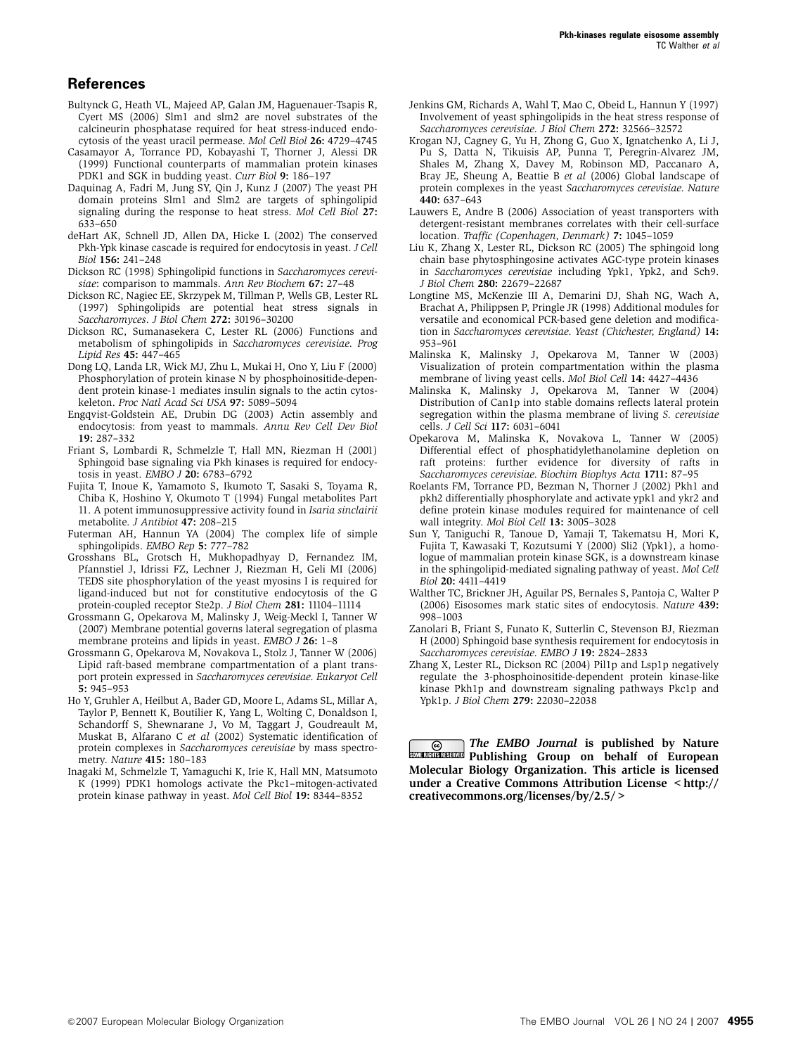## References

Bultynck G, Heath VL, Majeed AP, Galan JM, Haguenauer-Tsapis R, Cyert MS (2006) Slm1 and slm2 are novel substrates of the calcineurin phosphatase required for heat stress-induced endocytosis of the yeast uracil permease. *Mol Cell Biol* **26:** 4729–4745

Casamayor A, Torrance PD, Kobayashi T, Thorner J, Alessi DR (1999) Functional counterparts of mammalian protein kinases PDK1 and SGK in budding yeast. *Curr Biol* **9:** 186–197

Daquinag A, Fadri M, Jung SY, Qin J, Kunz J (2007) The yeast PH domain proteins Slm1 and Slm2 are targets of sphingolipid signaling during the response to heat stress. *Mol Cell Biol* **27:** 633–650

deHart AK, Schnell JD, Allen DA, Hicke L (2002) The conserved Pkh-Ypk kinase cascade is required for endocytosis in yeast. *J Cell Biol* **156:** 241–248

Dickson RC (1998) Sphingolipid functions in *Saccharomyces cerevisiae*: comparison to mammals. *Ann Rev Biochem* **67:** 27–48

Dickson RC, Nagiec EE, Skrzypek M, Tillman P, Wells GB, Lester RL (1997) Sphingolipids are potential heat stress signals in *Saccharomyces*. *J Biol Chem* **272:** 30196–30200

Dickson RC, Sumanasekera C, Lester RL (2006) Functions and metabolism of sphingolipids in *Saccharomyces cerevisiae*. *Prog Lipid Res* **45:** 447–465

Dong LQ, Landa LR, Wick MJ, Zhu L, Mukai H, Ono Y, Liu F (2000) Phosphorylation of protein kinase N by phosphoinositide-dependent protein kinase-1 mediates insulin signals to the actin cytoskeleton. *Proc Natl Acad Sci USA* **97:** 5089–5094

Engqvist-Goldstein AE, Drubin DG (2003) Actin assembly and endocytosis: from yeast to mammals. *Annu Rev Cell Dev Biol* **19:** 287–332

Friant S, Lombardi R, Schmelzle T, Hall MN, Riezman H (2001) Sphingoid base signaling via Pkh kinases is required for endocytosis in yeast. *EMBO J* **20:** 6783–6792

Fujita T, Inoue K, Yamamoto S, Ikumoto T, Sasaki S, Toyama R, Chiba K, Hoshino Y, Okumoto T (1994) Fungal metabolites Part 11. A potent immunosuppressive activity found in *Isaria sinclairii* metabolite. *J Antibiot* **47:** 208–215

Futerman AH, Hannun YA (2004) The complex life of simple sphingolipids. *EMBO Rep* **5:** 777–782

Grosshans BL, Grotsch H, Mukhopadhyay D, Fernandez IM, Pfannstiel J, Idrissi FZ, Lechner J, Riezman H, Geli MI (2006) TEDS site phosphorylation of the yeast myosins I is required for ligand-induced but not for constitutive endocytosis of the G protein-coupled receptor Ste2p. *J Biol Chem* **281:** 11104–11114

Grossmann G, Opekarova M, Malinsky J, Weig-Meckl I, Tanner W (2007) Membrane potential governs lateral segregation of plasma membrane proteins and lipids in yeast. *EMBO J* **26:** 1–8

Grossmann G, Opekarova M, Novakova L, Stolz J, Tanner W (2006) Lipid raft-based membrane compartmentation of a plant transport protein expressed in *Saccharomyces cerevisiae*. *Eukaryot Cell* **5:** 945–953

Ho Y, Gruhler A, Heilbut A, Bader GD, Moore L, Adams SL, Millar A, Taylor P, Bennett K, Boutilier K, Yang L, Wolting C, Donaldson I, Schandorff S, Shewnarane J, Vo M, Taggart J, Goudreault M, Muskat B, Alfarano C *et al* (2002) Systematic identification of protein complexes in *Saccharomyces cerevisiae* by mass spectrometry. *Nature* **415:** 180–183

Inagaki M, Schmelzle T, Yamaguchi K, Irie K, Hall MN, Matsumoto K (1999) PDK1 homologs activate the Pkc1–mitogen-activated protein kinase pathway in yeast. *Mol Cell Biol* **19:** 8344–8352

Jenkins GM, Richards A, Wahl T, Mao C, Obeid L, Hannun Y (1997) Involvement of yeast sphingolipids in the heat stress response of *Saccharomyces cerevisiae*. *J Biol Chem* **272:** 32566–32572

Krogan NJ, Cagney G, Yu H, Zhong G, Guo X, Ignatchenko A, Li J, Pu S, Datta N, Tikuisis AP, Punna T, Peregrin-Alvarez JM, Shales M, Zhang X, Davey M, Robinson MD, Paccanaro A, Bray JE, Sheung A, Beattie B *et al* (2006) Global landscape of protein complexes in the yeast *Saccharomyces cerevisiae*. *Nature* **440:** 637–643

Lauwers E, Andre B (2006) Association of yeast transporters with detergent-resistant membranes correlates with their cell-surface location. *Traffic (Copenhagen, Denmark)* **7:** 1045–1059

Liu K, Zhang X, Lester RL, Dickson RC (2005) The sphingoid long chain base phytosphingosine activates AGC-type protein kinases in *Saccharomyces cerevisiae* including Ypk1, Ypk2, and Sch9. *J Biol Chem* **280:** 22679–22687

Longtine MS, McKenzie III A, Demarini DJ, Shah NG, Wach A, Brachat A, Philippsen P, Pringle JR (1998) Additional modules for versatile and economical PCR-based gene deletion and modification in *Saccharomyces cerevisiae*. *Yeast (Chichester, England)* **14:** 953–961

Malinska K, Malinsky J, Opekarova M, Tanner W (2003) Visualization of protein compartmentation within the plasma membrane of living yeast cells. *Mol Biol Cell* **14:** 4427–4436

Malinska K, Malinsky J, Opekarova M, Tanner W (2004) Distribution of Can1p into stable domains reflects lateral protein segregation within the plasma membrane of living *S. cerevisiae* cells. *J Cell Sci* **117:** 6031–6041

Opekarova M, Malinska K, Novakova L, Tanner W (2005) Differential effect of phosphatidylethanolamine depletion on raft proteins: further evidence for diversity of rafts in *Saccharomyces cerevisiae*. *Biochim Biophys Acta* **1711:** 87–95

Roelants FM, Torrance PD, Bezman N, Thorner J (2002) Pkh1 and pkh2 differentially phosphorylate and activate ypk1 and ykr2 and define protein kinase modules required for maintenance of cell wall integrity. *Mol Biol Cell* **13:** 3005–3028

Sun Y, Taniguchi R, Tanoue D, Yamaji T, Takematsu H, Mori K, Fujita T, Kawasaki T, Kozutsumi Y (2000) Sli2 (Ypk1), a homologue of mammalian protein kinase SGK, is a downstream kinase in the sphingolipid-mediated signaling pathway of yeast. *Mol Cell Biol* **20:** 4411–4419

Walther TC, Brickner JH, Aguilar PS, Bernales S, Pantoja C, Walter P (2006) Eisosomes mark static sites of endocytosis. *Nature* **439:** 998–1003

Zanolari B, Friant S, Funato K, Sutterlin C, Stevenson BJ, Riezman H (2000) Sphingoid base synthesis requirement for endocytosis in *Saccharomyces cerevisiae*. *EMBO J* **19:** 2824–2833

Zhang X, Lester RL, Dickson RC (2004) Pil1p and Lsp1p negatively regulate the 3-phosphoinositide-dependent protein kinase-like kinase Pkh1p and downstream signaling pathways Pkc1p and Ypk1p. *J Biol Chem* **279:** 22030–22038

***The EMBO Journal*** **is published by Nature Publishing Group on behalf of European Molecular Biology Organization. This article is licensed under a Creative Commons Attribution License <http://creativecommons.org/licenses/by/2.5/>**